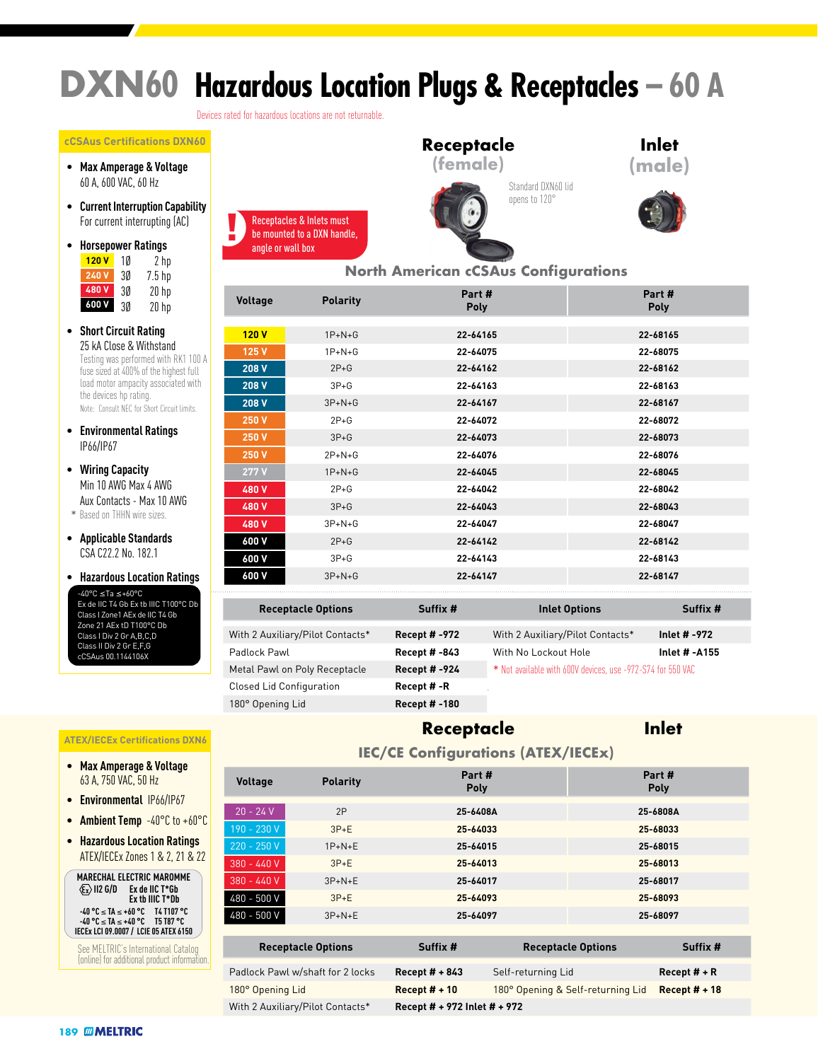# DXN60 Hazardous Location Plugs & Receptacles – 60 A

Devices rated for hazardous locations are not returnable.

## cCSAus Certifications DXN60

- **Max Amperage & Voltage**
  60 A, 600 VAC, 60 Hz
- **Current Interruption Capability**
  For current interrupting (AC)
- **Horsepower Ratings**

| | | |
|---|---|---|
| 120 V | 1Ø | 2 hp |
| 240 V | 3Ø | 7.5 hp |
| 480 V | 3Ø | 20 hp |
| 600 V | 3Ø | 20 hp |

- **Short Circuit Rating**
  25 kA Close & Withstand
  Testing was performed with RK1 100 A fuse sized at 400% of the highest full load motor ampacity associated with the devices hp rating.
  Note: Consult NEC for Short Circuit limits.
- **Environmental Ratings**
  IP66/IP67
- **Wiring Capacity**
  Min 10 AWG Max 4 AWG
  Aux Contacts - Max 10 AWG
  * Based on THHN wire sizes.
- **Applicable Standards**
  CSA C22.2 No. 182.1
- **Hazardous Location Ratings**
  -40°C ≤Ta ≤+60°C
  Ex de IIC T4 Gb Ex tb IIIC T100°C Db
  Class I Zone1 AEx de IIC T4 Gb
  Zone 21 AEx tD T100°C Db
  Class I Div 2 Gr A,B,C,D
  Class II Div 2 Gr E,F,G
  cCSAus 00.1144106X

**Receptacle (female)**

Standard DXN60 lid opens to 120°

**Inlet (male)**

! Receptacles & Inlets must be mounted to a DXN handle, angle or wall box

### North American cCSAus Configurations

| Voltage | Polarity | Receptacle Part # Poly | Inlet Part # Poly |
|---|---|---|---|
| 120 V | 1P+N+G | 22-64165 | 22-68165 |
| 125 V | 1P+N+G | 22-64075 | 22-68075 |
| 208 V | 2P+G | 22-64162 | 22-68162 |
| 208 V | 3P+G | 22-64163 | 22-68163 |
| 208 V | 3P+N+G | 22-64167 | 22-68167 |
| 250 V | 2P+G | 22-64072 | 22-68072 |
| 250 V | 3P+G | 22-64073 | 22-68073 |
| 250 V | 2P+N+G | 22-64076 | 22-68076 |
| 277 V | 1P+N+G | 22-64045 | 22-68045 |
| 480 V | 2P+G | 22-64042 | 22-68042 |
| 480 V | 3P+G | 22-64043 | 22-68043 |
| 480 V | 3P+N+G | 22-64047 | 22-68047 |
| 600 V | 2P+G | 22-64142 | 22-68142 |
| 600 V | 3P+G | 22-64143 | 22-68143 |
| 600 V | 3P+N+G | 22-64147 | 22-68147 |

| Receptacle Options | Suffix # | Inlet Options | Suffix # |
|---|---|---|---|
| With 2 Auxiliary/Pilot Contacts* | Recept # -972 | With 2 Auxiliary/Pilot Contacts* | Inlet # -972 |
| Padlock Pawl | Recept # -843 | With No Lockout Hole | Inlet # -A155 |
| Metal Pawl on Poly Receptacle | Recept # -924 | * Not available with 600V devices, use -972-S74 for 550 VAC | |
| Closed Lid Configuration | Recept # -R | | |
| 180° Opening Lid | Recept # -180 | | |

## ATEX/IECEx Certifications DXN6

- **Max Amperage & Voltage**
  63 A, 750 VAC, 50 Hz
- **Environmental** IP66/IP67
- **Ambient Temp** -40°C to +60°C
- **Hazardous Location Ratings**
  ATEX/IECEx Zones 1 & 2, 21 & 22

MARECHAL ELECTRIC MAROMME
II2 G/D Ex de IIC T*Gb
Ex tb IIIC T*Db
-40 °C ≤ TA ≤ +60 °C T4 T107 °C
-40 °C ≤ TA ≤ +40 °C T5 T87 °C
IECEx LCI 09.0007 / LCIE 05 ATEX 6150

See MELTRIC's International Catalog (online) for additional product information.

### IEC/CE Configurations (ATEX/IECEx)

| Voltage | Polarity | Receptacle Part # Poly | Inlet Part # Poly |
|---|---|---|---|
| 20 - 24 V | 2P | 25-6408A | 25-6808A |
| 190 - 230 V | 3P+E | 25-64033 | 25-68033 |
| 220 - 250 V | 1P+N+E | 25-64015 | 25-68015 |
| 380 - 440 V | 3P+E | 25-64013 | 25-68013 |
| 380 - 440 V | 3P+N+E | 25-64017 | 25-68017 |
| 480 - 500 V | 3P+E | 25-64093 | 25-68093 |
| 480 - 500 V | 3P+N+E | 25-64097 | 25-68097 |

| Receptacle Options | Suffix # | Receptacle Options | Suffix # |
|---|---|---|---|
| Padlock Pawl w/shaft for 2 locks | Recept # + 843 | Self-returning Lid | Recept # + R |
| 180° Opening Lid | Recept # + 10 | 180° Opening & Self-returning Lid | Recept # + 18 |
| With 2 Auxiliary/Pilot Contacts* | Recept # + 972 Inlet # + 972 | | |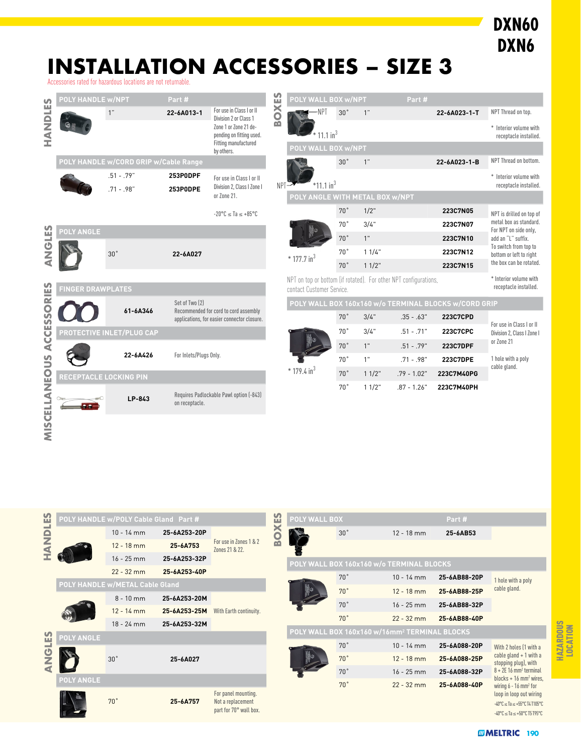# INSTALLATION ACCESSORIES – SIZE 3

DXN60
DXN6

Accessories rated for hazardous locations are not returnable.

## HANDLES

| POLY HANDLE w/NPT | Part # | |
|---|---|---|
| 1" | 22-6A013-1 | For use in Class I or II Division 2 or Class 1 Zone 1 or Zone 21 depending on fitting used. Fitting manufactured by others. |

| POLY HANDLE w/CORD GRIP w/Cable Range | | |
|---|---|---|
| .51 - .79" | 253P0DPF | For use in Class I or II Division 2, Class I Zone I or Zone 21. |
| .71 - .98" | 253P0DPE | -20°C ≤ Ta ≤ +85°C |

## ANGLES

| POLY ANGLE | |
|---|---|
| 30˚ | 22-6A027 |

## MISCELLANEOUS ACCESSORIES

| FINGER DRAWPLATES | |
|---|---|
| 61-6A346 | Set of Two (2) Recommended for cord to cord assembly applications, for easier connector closure. |

| PROTECTIVE INLET/PLUG CAP | |
|---|---|
| 22-6A426 | For Inlets/Plugs Only. |

| RECEPTACLE LOCKING PIN | |
|---|---|
| LP-843 | Requires Padlockable Pawl option (-843) on receptacle. |

## BOXES

| POLY WALL BOX w/NPT | | Part # | |
|---|---|---|---|
| 30˚ | 1" | 22-6A023-1-T | NPT Thread on top. * Interior volume with receptacle installed. |

NPT
* 11.1 in$^3$

| POLY WALL BOX w/NPT | | | |
|---|---|---|---|
| 30˚ | 1" | 22-6A023-1-B | NPT Thread on bottom. * Interior volume with receptacle installed. |

NPT
*11.1 in$^3$

| POLY ANGLE WITH METAL BOX w/NPT | | | |
|---|---|---|---|
| 70˚ | 1/2" | 223C7N05 | NPT is drilled on top of metal box as standard. For NPT on side only, add an "L" suffix. To switch from top to bottom or left to right the box can be rotated. |
| 70˚ | 3/4" | 223C7N07 | |
| 70˚ | 1" | 223C7N10 | |
| 70˚ | 1 1/4" | 223C7N12 | |
| 70˚ | 1 1/2" | 223C7N15 | |

* 177.7 in$^3$

NPT on top or bottom (if rotated). For other NPT configurations, contact Customer Service.

* Interior volume with receptacle installed.

| POLY WALL BOX 160x160 w/o TERMINAL BLOCKS w/CORD GRIP | | | | |
|---|---|---|---|---|
| 70˚ | 3/4" | .35 - .63" | 223C7CPD | For use in Class I or II Division 2, Class I Zone I or Zone 21 |
| 70˚ | 3/4" | .51 - .71" | 223C7CPC | |
| 70˚ | 1" | .51 - .79" | 223C7DPF | |
| 70˚ | 1" | .71 - .98" | 223C7DPE | 1 hole with a poly cable gland. |
| 70˚ | 1 1/2" | .79 - 1.02" | 223C7M40PG | |
| 70˚ | 1 1/2" | .87 - 1.26" | 223C7M40PH | |

* 179.4 in$^3$

## HANDLES

| POLY HANDLE w/POLY Cable Gland | Part # | |
|---|---|---|
| 10 - 14 mm | 25-6A253-20P | For use in Zones 1 & 2 Zones 21 & 22. |
| 12 - 18 mm | 25-6A753 | |
| 16 - 25 mm | 25-6A253-32P | |
| 22 - 32 mm | 25-6A253-40P | |

| POLY HANDLE w/METAL Cable Gland | | |
|---|---|---|
| 8 - 10 mm | 25-6A253-20M | With Earth continuity. |
| 12 - 14 mm | 25-6A253-25M | |
| 18 - 24 mm | 25-6A253-32M | |

## ANGLES

| POLY ANGLE | | |
|---|---|---|
| 30˚ | 25-6A027 | |

| POLY ANGLE | | |
|---|---|---|
| 70˚ | 25-6A757 | For panel mounting. Not a replacement part for 70° wall box. |

## BOXES

| POLY WALL BOX | | Part # |
|---|---|---|
| 30˚ | 12 - 18 mm | 25-6AB53 |

| POLY WALL BOX 160x160 w/o TERMINAL BLOCKS | | | |
|---|---|---|---|
| 70˚ | 10 - 14 mm | 25-6AB88-20P | 1 hole with a poly cable gland. |
| 70˚ | 12 - 18 mm | 25-6AB88-25P | |
| 70˚ | 16 - 25 mm | 25-6AB88-32P | |
| 70˚ | 22 - 32 mm | 25-6AB88-40P | |

| POLY WALL BOX 160x160 w/16mm² TERMINAL BLOCKS | | | |
|---|---|---|---|
| 70˚ | 10 - 14 mm | 25-6A088-20P | With 2 holes (1 with a cable gland + 1 with a stopping plug), with 8 + 2E 16 mm² terminal blocks + 16 mm² wires, wiring 6 - 16 mm² for loop in loop out wiring |
| 70˚ | 12 - 18 mm | 25-6A088-25P | -40°C ≤ Ta ≤ +55°C T4 T105°C |
| 70˚ | 16 - 25 mm | 25-6A088-32P | -40°C ≤ Ta ≤ +50°C T5 T95°C |
| 70˚ | 22 - 32 mm | 25-6A088-40P | |

HAZARDOUS LOCATION